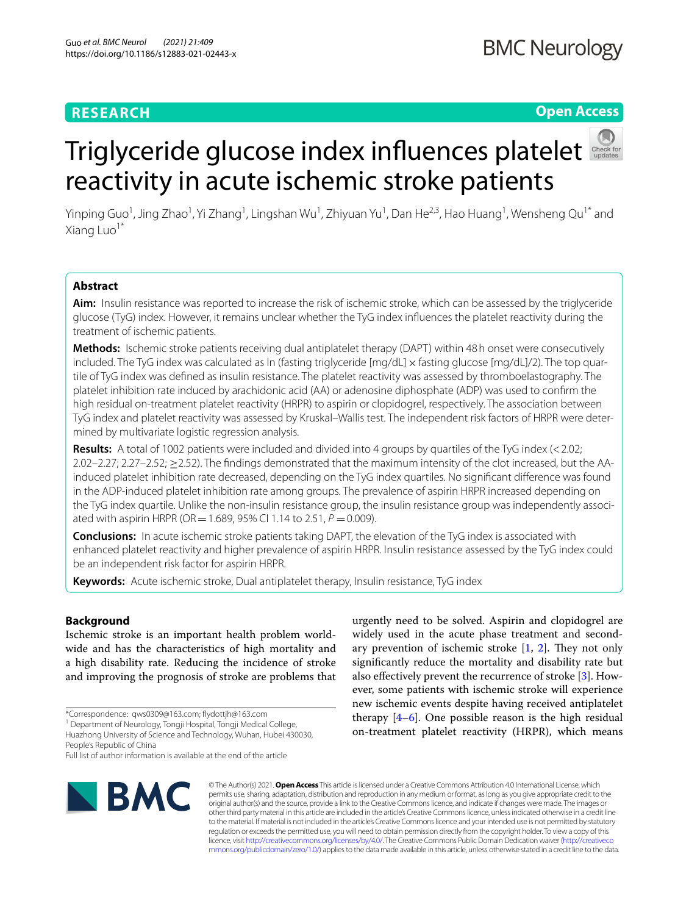RESEARCH

Open Access

# Triglyceride glucose index influences platelet reactivity in acute ischemic stroke patients

Yinping Guo[1], Jing Zhao[1], Yi Zhang[1], Lingshan Wu[1], Zhiyuan Yu[1], Dan He[2,3], Hao Huang[1], Wensheng Qu[1*] and Xiang Luo[1*]

## Abstract

**Aim:** Insulin resistance was reported to increase the risk of ischemic stroke, which can be assessed by the triglyceride glucose (TyG) index. However, it remains unclear whether the TyG index influences the platelet reactivity during the treatment of ischemic patients.

**Methods:** Ischemic stroke patients receiving dual antiplatelet therapy (DAPT) within 48 h onset were consecutively included. The TyG index was calculated as ln (fasting triglyceride [mg/dL] × fasting glucose [mg/dL]/2). The top quartile of TyG index was defined as insulin resistance. The platelet reactivity was assessed by thromboelastography. The platelet inhibition rate induced by arachidonic acid (AA) or adenosine diphosphate (ADP) was used to confirm the high residual on-treatment platelet reactivity (HRPR) to aspirin or clopidogrel, respectively. The association between TyG index and platelet reactivity was assessed by Kruskal–Wallis test. The independent risk factors of HRPR were determined by multivariate logistic regression analysis.

**Results:** A total of 1002 patients were included and divided into 4 groups by quartiles of the TyG index (< 2.02; 2.02–2.27; 2.27–2.52; ≥2.52). The findings demonstrated that the maximum intensity of the clot increased, but the AA-induced platelet inhibition rate decreased, depending on the TyG index quartiles. No significant difference was found in the ADP-induced platelet inhibition rate among groups. The prevalence of aspirin HRPR increased depending on the TyG index quartile. Unlike the non-insulin resistance group, the insulin resistance group was independently associated with aspirin HRPR (OR = 1.689, 95% CI 1.14 to 2.51, $P = 0.009$).

**Conclusions:** In acute ischemic stroke patients taking DAPT, the elevation of the TyG index is associated with enhanced platelet reactivity and higher prevalence of aspirin HRPR. Insulin resistance assessed by the TyG index could be an independent risk factor for aspirin HRPR.

**Keywords:** Acute ischemic stroke, Dual antiplatelet therapy, Insulin resistance, TyG index

## Background

Ischemic stroke is an important health problem worldwide and has the characteristics of high mortality and a high disability rate. Reducing the incidence of stroke and improving the prognosis of stroke are problems that urgently need to be solved. Aspirin and clopidogrel are widely used in the acute phase treatment and secondary prevention of ischemic stroke [1, 2]. They not only significantly reduce the mortality and disability rate but also effectively prevent the recurrence of stroke [3]. However, some patients with ischemic stroke will experience new ischemic events despite having received antiplatelet therapy [4–6]. One possible reason is the high residual on-treatment platelet reactivity (HRPR), which means

*Correspondence: qws0309@163.com; flydottjh@163.com
[1] Department of Neurology, Tongji Hospital, Tongji Medical College, Huazhong University of Science and Technology, Wuhan, Hubei 430030, People's Republic of China
Full list of author information is available at the end of the article

© The Author(s) 2021. **Open Access** This article is licensed under a Creative Commons Attribution 4.0 International License, which permits use, sharing, adaptation, distribution and reproduction in any medium or format, as long as you give appropriate credit to the original author(s) and the source, provide a link to the Creative Commons licence, and indicate if changes were made. The images or other third party material in this article are included in the article's Creative Commons licence, unless indicated otherwise in a credit line to the material. If material is not included in the article's Creative Commons licence and your intended use is not permitted by statutory regulation or exceeds the permitted use, you will need to obtain permission directly from the copyright holder. To view a copy of this licence, visit http://creativecommons.org/licenses/by/4.0/. The Creative Commons Public Domain Dedication waiver (http://creativecommons.org/publicdomain/zero/1.0/) applies to the data made available in this article, unless otherwise stated in a credit line to the data.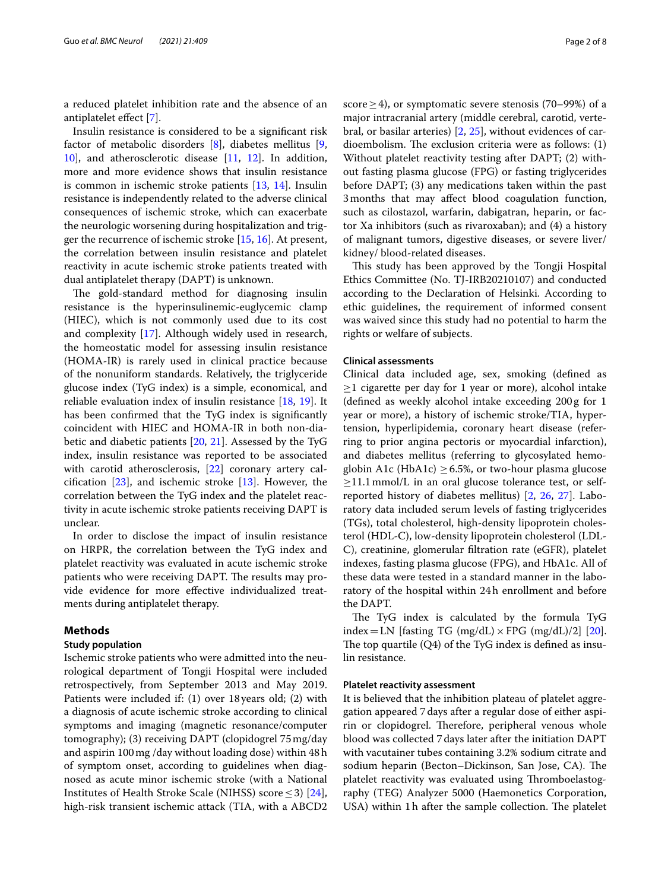a reduced platelet inhibition rate and the absence of an antiplatelet effect [7].

Insulin resistance is considered to be a significant risk factor of metabolic disorders [8], diabetes mellitus [9, 10], and atherosclerotic disease [11, 12]. In addition, more and more evidence shows that insulin resistance is common in ischemic stroke patients [13, 14]. Insulin resistance is independently related to the adverse clinical consequences of ischemic stroke, which can exacerbate the neurologic worsening during hospitalization and trigger the recurrence of ischemic stroke [15, 16]. At present, the correlation between insulin resistance and platelet reactivity in acute ischemic stroke patients treated with dual antiplatelet therapy (DAPT) is unknown.

The gold-standard method for diagnosing insulin resistance is the hyperinsulinemic-euglycemic clamp (HIEC), which is not commonly used due to its cost and complexity [17]. Although widely used in research, the homeostatic model for assessing insulin resistance (HOMA-IR) is rarely used in clinical practice because of the nonuniform standards. Relatively, the triglyceride glucose index (TyG index) is a simple, economical, and reliable evaluation index of insulin resistance [18, 19]. It has been confirmed that the TyG index is significantly coincident with HIEC and HOMA-IR in both non-diabetic and diabetic patients [20, 21]. Assessed by the TyG index, insulin resistance was reported to be associated with carotid atherosclerosis, [22] coronary artery calcification [23], and ischemic stroke [13]. However, the correlation between the TyG index and the platelet reactivity in acute ischemic stroke patients receiving DAPT is unclear.

In order to disclose the impact of insulin resistance on HRPR, the correlation between the TyG index and platelet reactivity was evaluated in acute ischemic stroke patients who were receiving DAPT. The results may provide evidence for more effective individualized treatments during antiplatelet therapy.

## Methods

### Study population

Ischemic stroke patients who were admitted into the neurological department of Tongji Hospital were included retrospectively, from September 2013 and May 2019. Patients were included if: (1) over 18 years old; (2) with a diagnosis of acute ischemic stroke according to clinical symptoms and imaging (magnetic resonance/computer tomography); (3) receiving DAPT (clopidogrel 75 mg/day and aspirin 100 mg /day without loading dose) within 48 h of symptom onset, according to guidelines when diagnosed as acute minor ischemic stroke (with a National Institutes of Health Stroke Scale (NIHSS) score ≤ 3) [24], high-risk transient ischemic attack (TIA, with a ABCD2 score ≥ 4), or symptomatic severe stenosis (70–99%) of a major intracranial artery (middle cerebral, carotid, vertebral, or basilar arteries) [2, 25], without evidences of cardioembolism. The exclusion criteria were as follows: (1) Without platelet reactivity testing after DAPT; (2) without fasting plasma glucose (FPG) or fasting triglycerides before DAPT; (3) any medications taken within the past 3 months that may affect blood coagulation function, such as cilostazol, warfarin, dabigatran, heparin, or factor Xa inhibitors (such as rivaroxaban); and (4) a history of malignant tumors, digestive diseases, or severe liver/kidney/ blood-related diseases.

This study has been approved by the Tongji Hospital Ethics Committee (No. TJ-IRB20210107) and conducted according to the Declaration of Helsinki. According to ethic guidelines, the requirement of informed consent was waived since this study had no potential to harm the rights or welfare of subjects.

### Clinical assessments

Clinical data included age, sex, smoking (defined as ≥1 cigarette per day for 1 year or more), alcohol intake (defined as weekly alcohol intake exceeding 200 g for 1 year or more), a history of ischemic stroke/TIA, hypertension, hyperlipidemia, coronary heart disease (referring to prior angina pectoris or myocardial infarction), and diabetes mellitus (referring to glycosylated hemoglobin A1c (HbA1c) ≥ 6.5%, or two-hour plasma glucose ≥11.1 mmol/L in an oral glucose tolerance test, or self-reported history of diabetes mellitus) [2, 26, 27]. Laboratory data included serum levels of fasting triglycerides (TGs), total cholesterol, high-density lipoprotein cholesterol (HDL-C), low-density lipoprotein cholesterol (LDL-C), creatinine, glomerular filtration rate (eGFR), platelet indexes, fasting plasma glucose (FPG), and HbA1c. All of these data were tested in a standard manner in the laboratory of the hospital within 24 h enrollment and before the DAPT.

The TyG index is calculated by the formula TyG index = LN [fasting TG (mg/dL) × FPG (mg/dL)/2] [20]. The top quartile (Q4) of the TyG index is defined as insulin resistance.

### Platelet reactivity assessment

It is believed that the inhibition plateau of platelet aggregation appeared 7 days after a regular dose of either aspirin or clopidogrel. Therefore, peripheral venous whole blood was collected 7 days later after the initiation DAPT with vacutainer tubes containing 3.2% sodium citrate and sodium heparin (Becton–Dickinson, San Jose, CA). The platelet reactivity was evaluated using Thromboelastography (TEG) Analyzer 5000 (Haemonetics Corporation, USA) within 1 h after the sample collection. The platelet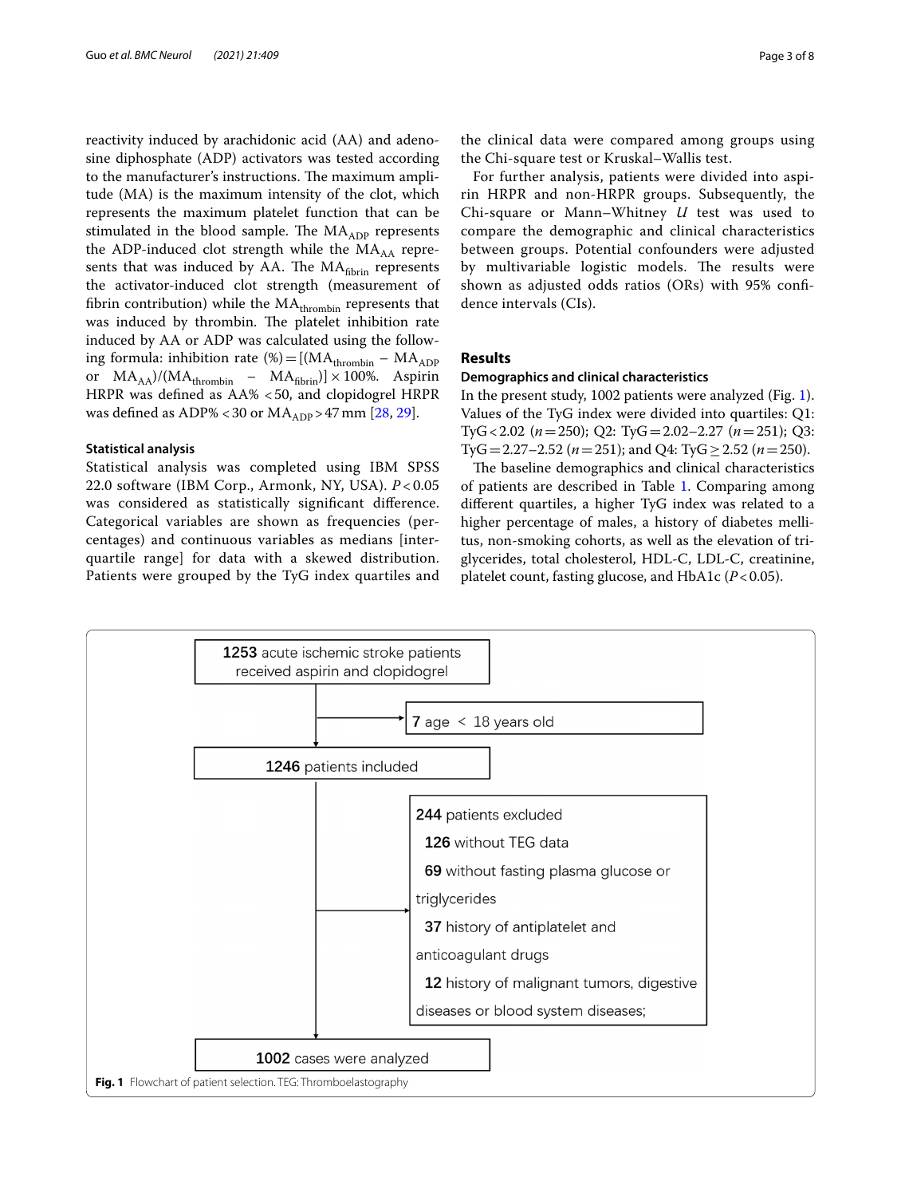reactivity induced by arachidonic acid (AA) and adenosine diphosphate (ADP) activators was tested according to the manufacturer's instructions. The maximum amplitude (MA) is the maximum intensity of the clot, which represents the maximum platelet function that can be stimulated in the blood sample. The $MA_{ADP}$ represents the ADP-induced clot strength while the $MA_{AA}$ represents that was induced by AA. The $MA_{fibrin}$ represents the activator-induced clot strength (measurement of fibrin contribution) while the $MA_{thrombin}$ represents that was induced by thrombin. The platelet inhibition rate induced by AA or ADP was calculated using the following formula: inhibition rate (%) $= [(MA_{thrombin} - MA_{ADP}$ or $MA_{AA})/(MA_{thrombin} - MA_{fibrin})] \times 100\%$. Aspirin HRPR was defined as AA% <50, and clopidogrel HRPR was defined as ADP% <30 or $MA_{ADP}$ >47 mm [28, 29].

### Statistical analysis

Statistical analysis was completed using IBM SPSS 22.0 software (IBM Corp., Armonk, NY, USA). $P < 0.05$ was considered as statistically significant difference. Categorical variables are shown as frequencies (percentages) and continuous variables as medians [interquartile range] for data with a skewed distribution. Patients were grouped by the TyG index quartiles and the clinical data were compared among groups using the Chi-square test or Kruskal–Wallis test.

For further analysis, patients were divided into aspirin HRPR and non-HRPR groups. Subsequently, the Chi-square or Mann–Whitney *U* test was used to compare the demographic and clinical characteristics between groups. Potential confounders were adjusted by multivariable logistic models. The results were shown as adjusted odds ratios (ORs) with 95% confidence intervals (CIs).

## Results

### Demographics and clinical characteristics

In the present study, 1002 patients were analyzed (Fig. 1). Values of the TyG index were divided into quartiles: Q1: TyG < 2.02 ($n = 250$); Q2: TyG = 2.02–2.27 ($n = 251$); Q3: TyG = 2.27–2.52 ($n = 251$); and Q4: TyG ≥ 2.52 ($n = 250$).

The baseline demographics and clinical characteristics of patients are described in Table 1. Comparing among different quartiles, a higher TyG index was related to a higher percentage of males, a history of diabetes mellitus, non-smoking cohorts, as well as the elevation of triglycerides, total cholesterol, HDL-C, LDL-C, creatinine, platelet count, fasting glucose, and HbA1c ($P < 0.05$).

**1253** acute ischemic stroke patients received aspirin and clopidogrel

→ **7** age < 18 years old

**1246** patients included

→ **244** patients excluded
- **126** without TEG data
- **69** without fasting plasma glucose or triglycerides
- **37** history of antiplatelet and anticoagulant drugs
- **12** history of malignant tumors, digestive diseases or blood system diseases;

**1002** cases were analyzed

**Fig. 1** Flowchart of patient selection. TEG: Thromboelastography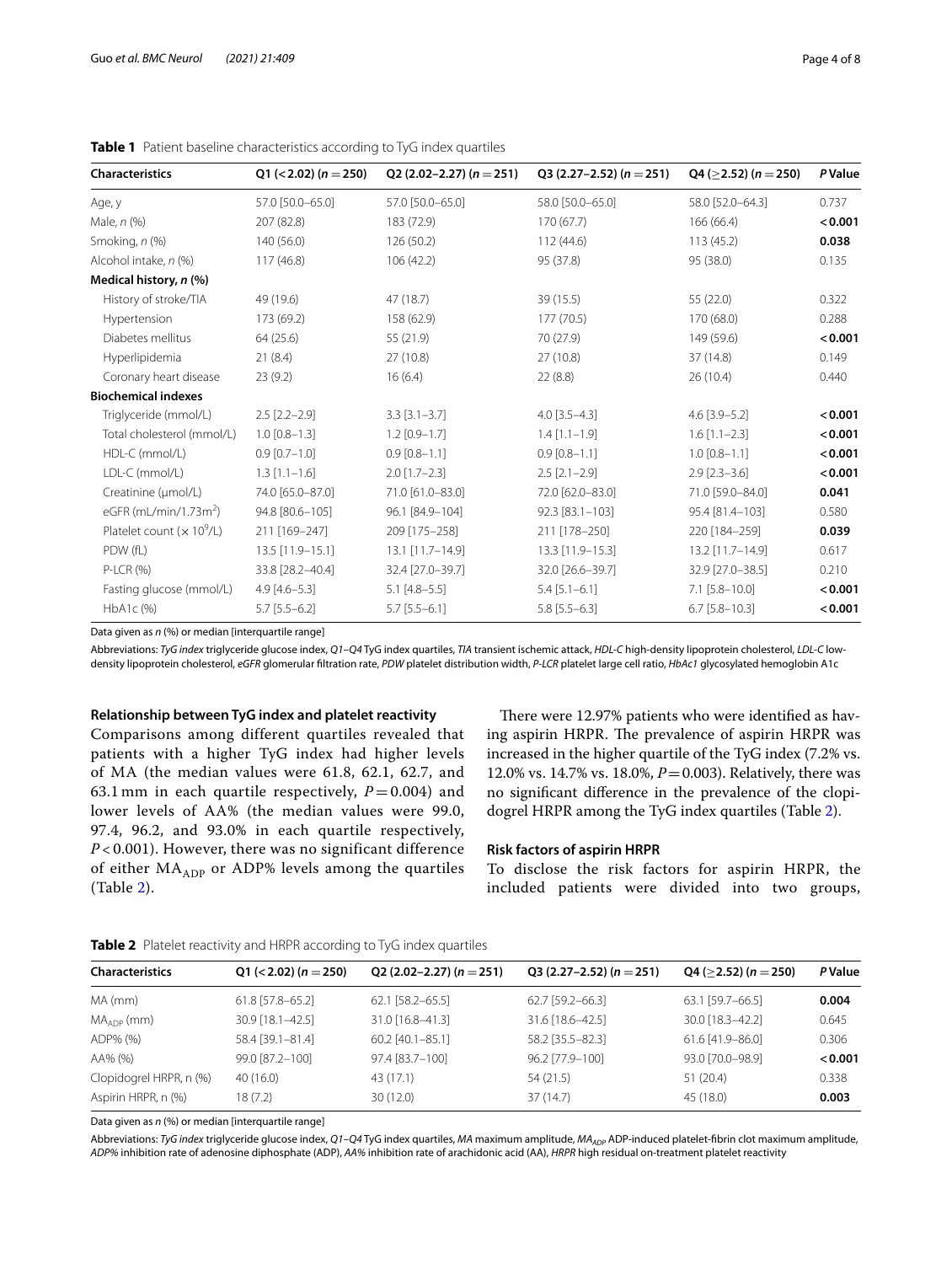**Table 1** Patient baseline characteristics according to TyG index quartiles

| Characteristics | Q1 (<2.02) ($n=250$) | Q2 (2.02–2.27) ($n=251$) | Q3 (2.27–2.52) ($n=251$) | Q4 (≥2.52) ($n=250$) | *P* Value |
|---|---|---|---|---|---|
| Age, y | 57.0 [50.0–65.0] | 57.0 [50.0–65.0] | 58.0 [50.0–65.0] | 58.0 [52.0–64.3] | 0.737 |
| Male, *n* (%) | 207 (82.8) | 183 (72.9) | 170 (67.7) | 166 (66.4) | **<0.001** |
| Smoking, *n* (%) | 140 (56.0) | 126 (50.2) | 112 (44.6) | 113 (45.2) | **0.038** |
| Alcohol intake, *n* (%) | 117 (46.8) | 106 (42.2) | 95 (37.8) | 95 (38.0) | 0.135 |
| **Medical history, *n* (%)** | | | | | |
| History of stroke/TIA | 49 (19.6) | 47 (18.7) | 39 (15.5) | 55 (22.0) | 0.322 |
| Hypertension | 173 (69.2) | 158 (62.9) | 177 (70.5) | 170 (68.0) | 0.288 |
| Diabetes mellitus | 64 (25.6) | 55 (21.9) | 70 (27.9) | 149 (59.6) | **<0.001** |
| Hyperlipidemia | 21 (8.4) | 27 (10.8) | 27 (10.8) | 37 (14.8) | 0.149 |
| Coronary heart disease | 23 (9.2) | 16 (6.4) | 22 (8.8) | 26 (10.4) | 0.440 |
| **Biochemical indexes** | | | | | |
| Triglyceride (mmol/L) | 2.5 [2.2–2.9] | 3.3 [3.1–3.7] | 4.0 [3.5–4.3] | 4.6 [3.9–5.2] | **<0.001** |
| Total cholesterol (mmol/L) | 1.0 [0.8–1.3] | 1.2 [0.9–1.7] | 1.4 [1.1–1.9] | 1.6 [1.1–2.3] | **<0.001** |
| HDL-C (mmol/L) | 0.9 [0.7–1.0] | 0.9 [0.8–1.1] | 0.9 [0.8–1.1] | 1.0 [0.8–1.1] | **<0.001** |
| LDL-C (mmol/L) | 1.3 [1.1–1.6] | 2.0 [1.7–2.3] | 2.5 [2.1–2.9] | 2.9 [2.3–3.6] | **<0.001** |
| Creatinine (μmol/L) | 74.0 [65.0–87.0] | 71.0 [61.0–83.0] | 72.0 [62.0–83.0] | 71.0 [59.0–84.0] | **0.041** |
| eGFR (mL/min/1.73m$^2$) | 94.8 [80.6–105] | 96.1 [84.9–104] | 92.3 [83.1–103] | 95.4 [81.4–103] | 0.580 |
| Platelet count ($\times 10^9$/L) | 211 [169–247] | 209 [175–258] | 211 [178–250] | 220 [184–259] | **0.039** |
| PDW (fL) | 13.5 [11.9–15.1] | 13.1 [11.7–14.9] | 13.3 [11.9–15.3] | 13.2 [11.7–14.9] | 0.617 |
| P-LCR (%) | 33.8 [28.2–40.4] | 32.4 [27.0–39.7] | 32.0 [26.6–39.7] | 32.9 [27.0–38.5] | 0.210 |
| Fasting glucose (mmol/L) | 4.9 [4.6–5.3] | 5.1 [4.8–5.5] | 5.4 [5.1–6.1] | 7.1 [5.8–10.0] | **<0.001** |
| HbA1c (%) | 5.7 [5.5–6.2] | 5.7 [5.5–6.1] | 5.8 [5.5–6.3] | 6.7 [5.8–10.3] | **<0.001** |

Data given as *n* (%) or median [interquartile range]

Abbreviations: *TyG index* triglyceride glucose index, *Q1–Q4* TyG index quartiles, *TIA* transient ischemic attack, *HDL-C* high-density lipoprotein cholesterol, *LDL-C* low-density lipoprotein cholesterol, *eGFR* glomerular filtration rate, *PDW* platelet distribution width, *P-LCR* platelet large cell ratio, *HbAc1* glycosylated hemoglobin A1c

### Relationship between TyG index and platelet reactivity

Comparisons among different quartiles revealed that patients with a higher TyG index had higher levels of MA (the median values were 61.8, 62.1, 62.7, and 63.1 mm in each quartile respectively, $P=0.004$) and lower levels of AA% (the median values were 99.0, 97.4, 96.2, and 93.0% in each quartile respectively, $P<0.001$). However, there was no significant difference of either $MA_{ADP}$ or ADP% levels among the quartiles (Table 2).

There were 12.97% patients who were identified as having aspirin HRPR. The prevalence of aspirin HRPR was increased in the higher quartile of the TyG index (7.2% vs. 12.0% vs. 14.7% vs. 18.0%, $P=0.003$). Relatively, there was no significant difference in the prevalence of the clopidogrel HRPR among the TyG index quartiles (Table 2).

### Risk factors of aspirin HRPR

To disclose the risk factors for aspirin HRPR, the included patients were divided into two groups,

**Table 2** Platelet reactivity and HRPR according to TyG index quartiles

| Characteristics | Q1 (<2.02) ($n=250$) | Q2 (2.02–2.27) ($n=251$) | Q3 (2.27–2.52) ($n=251$) | Q4 (≥2.52) ($n=250$) | *P* Value |
|---|---|---|---|---|---|
| MA (mm) | 61.8 [57.8–65.2] | 62.1 [58.2–65.5] | 62.7 [59.2–66.3] | 63.1 [59.7–66.5] | **0.004** |
| $MA_{ADP}$ (mm) | 30.9 [18.1–42.5] | 31.0 [16.8–41.3] | 31.6 [18.6–42.5] | 30.0 [18.3–42.2] | 0.645 |
| ADP% (%) | 58.4 [39.1–81.4] | 60.2 [40.1–85.1] | 58.2 [35.5–82.3] | 61.6 [41.9–86.0] | 0.306 |
| AA% (%) | 99.0 [87.2–100] | 97.4 [83.7–100] | 96.2 [77.9–100] | 93.0 [70.0–98.9] | **<0.001** |
| Clopidogrel HRPR, n (%) | 40 (16.0) | 43 (17.1) | 54 (21.5) | 51 (20.4) | 0.338 |
| Aspirin HRPR, n (%) | 18 (7.2) | 30 (12.0) | 37 (14.7) | 45 (18.0) | **0.003** |

Data given as *n* (%) or median [interquartile range]

Abbreviations: *TyG index* triglyceride glucose index, *Q1–Q4* TyG index quartiles, *MA* maximum amplitude, $MA_{ADP}$ ADP-induced platelet-fibrin clot maximum amplitude, *ADP%* inhibition rate of adenosine diphosphate (ADP), *AA%* inhibition rate of arachidonic acid (AA), *HRPR* high residual on-treatment platelet reactivity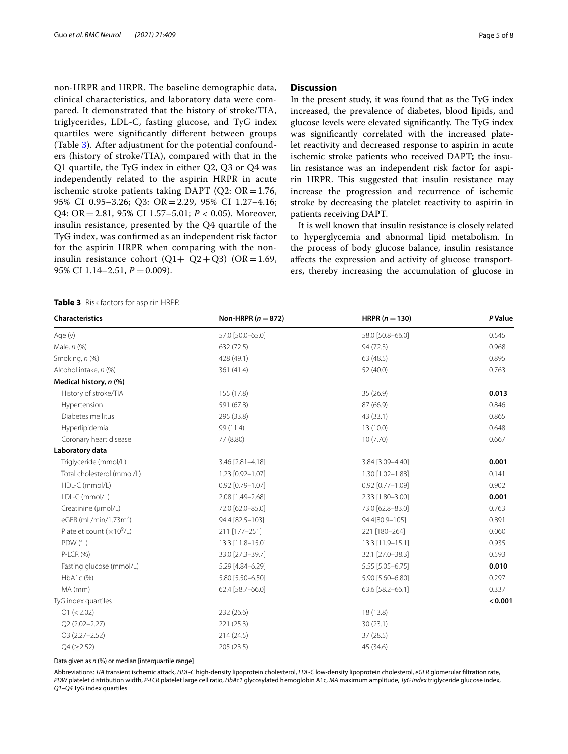non-HRPR and HRPR. The baseline demographic data, clinical characteristics, and laboratory data were compared. It demonstrated that the history of stroke/TIA, triglycerides, LDL-C, fasting glucose, and TyG index quartiles were significantly different between groups (Table 3). After adjustment for the potential confounders (history of stroke/TIA), compared with that in the Q1 quartile, the TyG index in either Q2, Q3 or Q4 was independently related to the aspirin HRPR in acute ischemic stroke patients taking DAPT (Q2: OR = 1.76, 95% CI 0.95–3.26; Q3: OR = 2.29, 95% CI 1.27–4.16; Q4: OR = 2.81, 95% CI 1.57–5.01; $P < 0.05$). Moreover, insulin resistance, presented by the Q4 quartile of the TyG index, was confirmed as an independent risk factor for the aspirin HRPR when comparing with the non-insulin resistance cohort (Q1+ Q2 + Q3) (OR = 1.69, 95% CI 1.14–2.51, $P = 0.009$).

## Discussion

In the present study, it was found that as the TyG index increased, the prevalence of diabetes, blood lipids, and glucose levels were elevated significantly. The TyG index was significantly correlated with the increased platelet reactivity and decreased response to aspirin in acute ischemic stroke patients who received DAPT; the insulin resistance was an independent risk factor for aspirin HRPR. This suggested that insulin resistance may increase the progression and recurrence of ischemic stroke by decreasing the platelet reactivity to aspirin in patients receiving DAPT.

It is well known that insulin resistance is closely related to hyperglycemia and abnormal lipid metabolism. In the process of body glucose balance, insulin resistance affects the expression and activity of glucose transporters, thereby increasing the accumulation of glucose in

**Table 3** Risk factors for aspirin HRPR

| Characteristics | Non-HRPR (*n* = 872) | HRPR (*n* = 130) | *P* Value |
|---|---|---|---|
| Age (y) | 57.0 [50.0–65.0] | 58.0 [50.8–66.0] | 0.545 |
| Male, *n* (%) | 632 (72.5) | 94 (72.3) | 0.968 |
| Smoking, *n* (%) | 428 (49.1) | 63 (48.5) | 0.895 |
| Alcohol intake, *n* (%) | 361 (41.4) | 52 (40.0) | 0.763 |
| **Medical history, *n* (%)** | | | |
| History of stroke/TIA | 155 (17.8) | 35 (26.9) | **0.013** |
| Hypertension | 591 (67.8) | 87 (66.9) | 0.846 |
| Diabetes mellitus | 295 (33.8) | 43 (33.1) | 0.865 |
| Hyperlipidemia | 99 (11.4) | 13 (10.0) | 0.648 |
| Coronary heart disease | 77 (8.80) | 10 (7.70) | 0.667 |
| **Laboratory data** | | | |
| Triglyceride (mmol/L) | 3.46 [2.81–4.18] | 3.84 [3.09–4.40] | **0.001** |
| Total cholesterol (mmol/L) | 1.23 [0.92–1.07] | 1.30 [1.02–1.88] | 0.141 |
| HDL-C (mmol/L) | 0.92 [0.79–1.07] | 0.92 [0.77–1.09] | 0.902 |
| LDL-C (mmol/L) | 2.08 [1.49–2.68] | 2.33 [1.80–3.00] | **0.001** |
| Creatinine (μmol/L) | 72.0 [62.0–85.0] | 73.0 [62.8–83.0] | 0.763 |
| eGFR (mL/min/1.73m$^2$) | 94.4 [82.5–103] | 94.4[80.9–105] | 0.891 |
| Platelet count ($\times 10^9$/L) | 211 [177–251] | 221 [180–264] | 0.060 |
| PDW (fL) | 13.3 [11.8–15.0] | 13.3 [11.9–15.1] | 0.935 |
| P-LCR (%) | 33.0 [27.3–39.7] | 32.1 [27.0–38.3] | 0.593 |
| Fasting glucose (mmol/L) | 5.29 [4.84–6.29] | 5.55 [5.05–6.75] | **0.010** |
| HbA1c (%) | 5.80 [5.50–6.50] | 5.90 [5.60–6.80] | 0.297 |
| MA (mm) | 62.4 [58.7–66.0] | 63.6 [58.2–66.1] | 0.337 |
| TyG index quartiles | | | **< 0.001** |
| Q1 (< 2.02) | 232 (26.6) | 18 (13.8) | |
| Q2 (2.02–2.27) | 221 (25.3) | 30 (23.1) | |
| Q3 (2.27–2.52) | 214 (24.5) | 37 (28.5) | |
| Q4 (≥2.52) | 205 (23.5) | 45 (34.6) | |

Data given as *n* (%) or median [interquartile range]

Abbreviations: *TIA* transient ischemic attack, *HDL-C* high-density lipoprotein cholesterol, *LDL-C* low-density lipoprotein cholesterol, *eGFR* glomerular filtration rate, *PDW* platelet distribution width, *P-LCR* platelet large cell ratio, *HbAc1* glycosylated hemoglobin A1c, *MA* maximum amplitude, *TyG index* triglyceride glucose index, *Q1–Q4* TyG index quartiles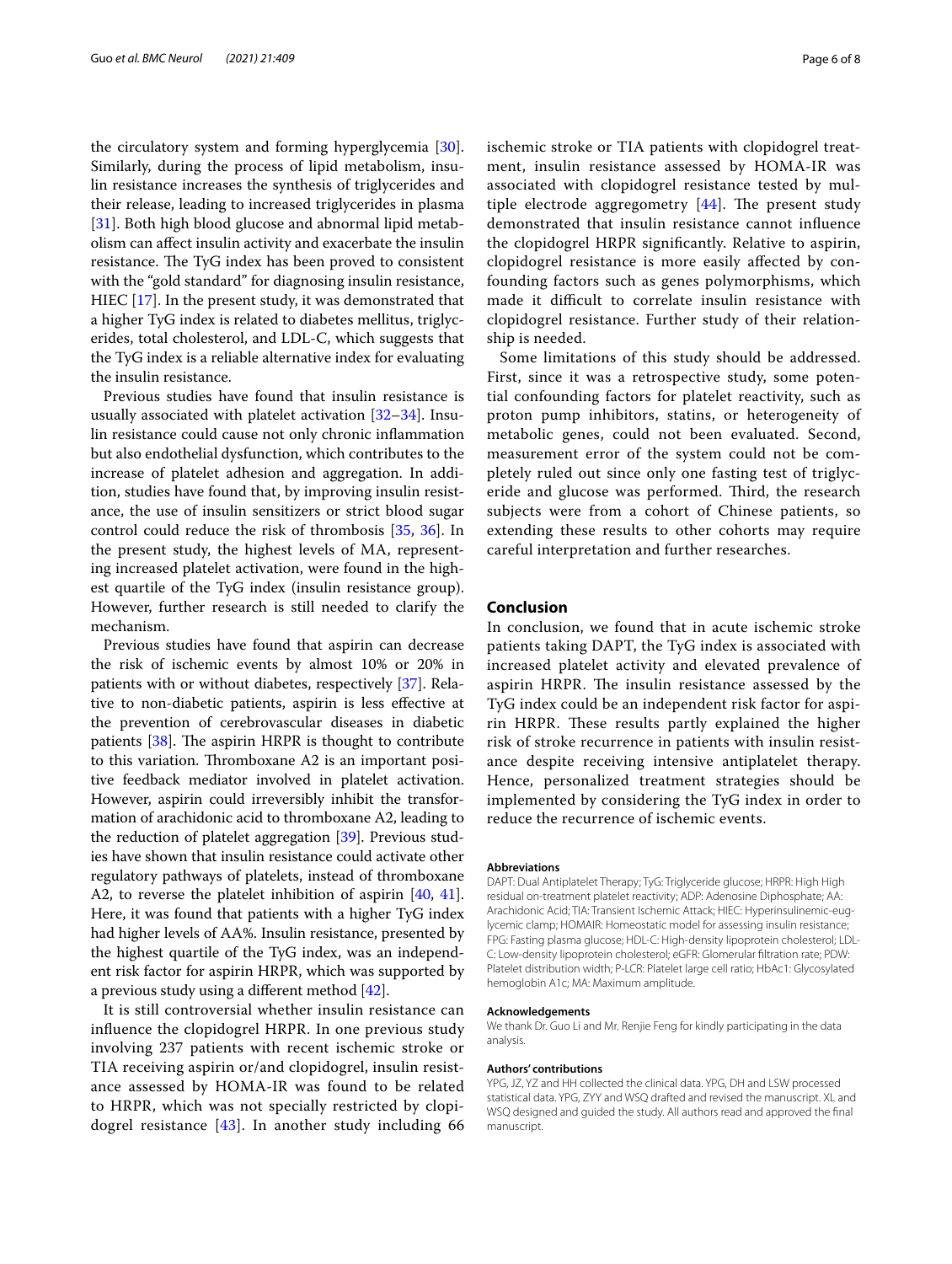the circulatory system and forming hyperglycemia [30]. Similarly, during the process of lipid metabolism, insulin resistance increases the synthesis of triglycerides and their release, leading to increased triglycerides in plasma [31]. Both high blood glucose and abnormal lipid metabolism can affect insulin activity and exacerbate the insulin resistance. The TyG index has been proved to consistent with the "gold standard" for diagnosing insulin resistance, HIEC [17]. In the present study, it was demonstrated that a higher TyG index is related to diabetes mellitus, triglycerides, total cholesterol, and LDL-C, which suggests that the TyG index is a reliable alternative index for evaluating the insulin resistance.

Previous studies have found that insulin resistance is usually associated with platelet activation [32–34]. Insulin resistance could cause not only chronic inflammation but also endothelial dysfunction, which contributes to the increase of platelet adhesion and aggregation. In addition, studies have found that, by improving insulin resistance, the use of insulin sensitizers or strict blood sugar control could reduce the risk of thrombosis [35, 36]. In the present study, the highest levels of MA, representing increased platelet activation, were found in the highest quartile of the TyG index (insulin resistance group). However, further research is still needed to clarify the mechanism.

Previous studies have found that aspirin can decrease the risk of ischemic events by almost 10% or 20% in patients with or without diabetes, respectively [37]. Relative to non-diabetic patients, aspirin is less effective at the prevention of cerebrovascular diseases in diabetic patients [38]. The aspirin HRPR is thought to contribute to this variation. Thromboxane A2 is an important positive feedback mediator involved in platelet activation. However, aspirin could irreversibly inhibit the transformation of arachidonic acid to thromboxane A2, leading to the reduction of platelet aggregation [39]. Previous studies have shown that insulin resistance could activate other regulatory pathways of platelets, instead of thromboxane A2, to reverse the platelet inhibition of aspirin [40, 41]. Here, it was found that patients with a higher TyG index had higher levels of AA%. Insulin resistance, presented by the highest quartile of the TyG index, was an independent risk factor for aspirin HRPR, which was supported by a previous study using a different method [42].

It is still controversial whether insulin resistance can influence the clopidogrel HRPR. In one previous study involving 237 patients with recent ischemic stroke or TIA receiving aspirin or/and clopidogrel, insulin resistance assessed by HOMA-IR was found to be related to HRPR, which was not specially restricted by clopidogrel resistance [43]. In another study including 66 ischemic stroke or TIA patients with clopidogrel treatment, insulin resistance assessed by HOMA-IR was associated with clopidogrel resistance tested by multiple electrode aggregometry [44]. The present study demonstrated that insulin resistance cannot influence the clopidogrel HRPR significantly. Relative to aspirin, clopidogrel resistance is more easily affected by confounding factors such as genes polymorphisms, which made it difficult to correlate insulin resistance with clopidogrel resistance. Further study of their relationship is needed.

Some limitations of this study should be addressed. First, since it was a retrospective study, some potential confounding factors for platelet reactivity, such as proton pump inhibitors, statins, or heterogeneity of metabolic genes, could not been evaluated. Second, measurement error of the system could not be completely ruled out since only one fasting test of triglyceride and glucose was performed. Third, the research subjects were from a cohort of Chinese patients, so extending these results to other cohorts may require careful interpretation and further researches.

## Conclusion

In conclusion, we found that in acute ischemic stroke patients taking DAPT, the TyG index is associated with increased platelet activity and elevated prevalence of aspirin HRPR. The insulin resistance assessed by the TyG index could be an independent risk factor for aspirin HRPR. These results partly explained the higher risk of stroke recurrence in patients with insulin resistance despite receiving intensive antiplatelet therapy. Hence, personalized treatment strategies should be implemented by considering the TyG index in order to reduce the recurrence of ischemic events.

#### Abbreviations

DAPT: Dual Antiplatelet Therapy; TyG: Triglyceride glucose; HRPR: High High residual on-treatment platelet reactivity; ADP: Adenosine Diphosphate; AA: Arachidonic Acid; TIA: Transient Ischemic Attack; HIEC: Hyperinsulinemic-euglycemic clamp; HOMAIR: Homeostatic model for assessing insulin resistance; FPG: Fasting plasma glucose; HDL-C: High-density lipoprotein cholesterol; LDL-C: Low-density lipoprotein cholesterol; eGFR: Glomerular filtration rate; PDW: Platelet distribution width; P-LCR: Platelet large cell ratio; HbAc1: Glycosylated hemoglobin A1c; MA: Maximum amplitude.

#### Acknowledgements

We thank Dr. Guo Li and Mr. Renjie Feng for kindly participating in the data analysis.

#### Authors' contributions

YPG, JZ, YZ and HH collected the clinical data. YPG, DH and LSW processed statistical data. YPG, ZYY and WSQ drafted and revised the manuscript. XL and WSQ designed and guided the study. All authors read and approved the final manuscript.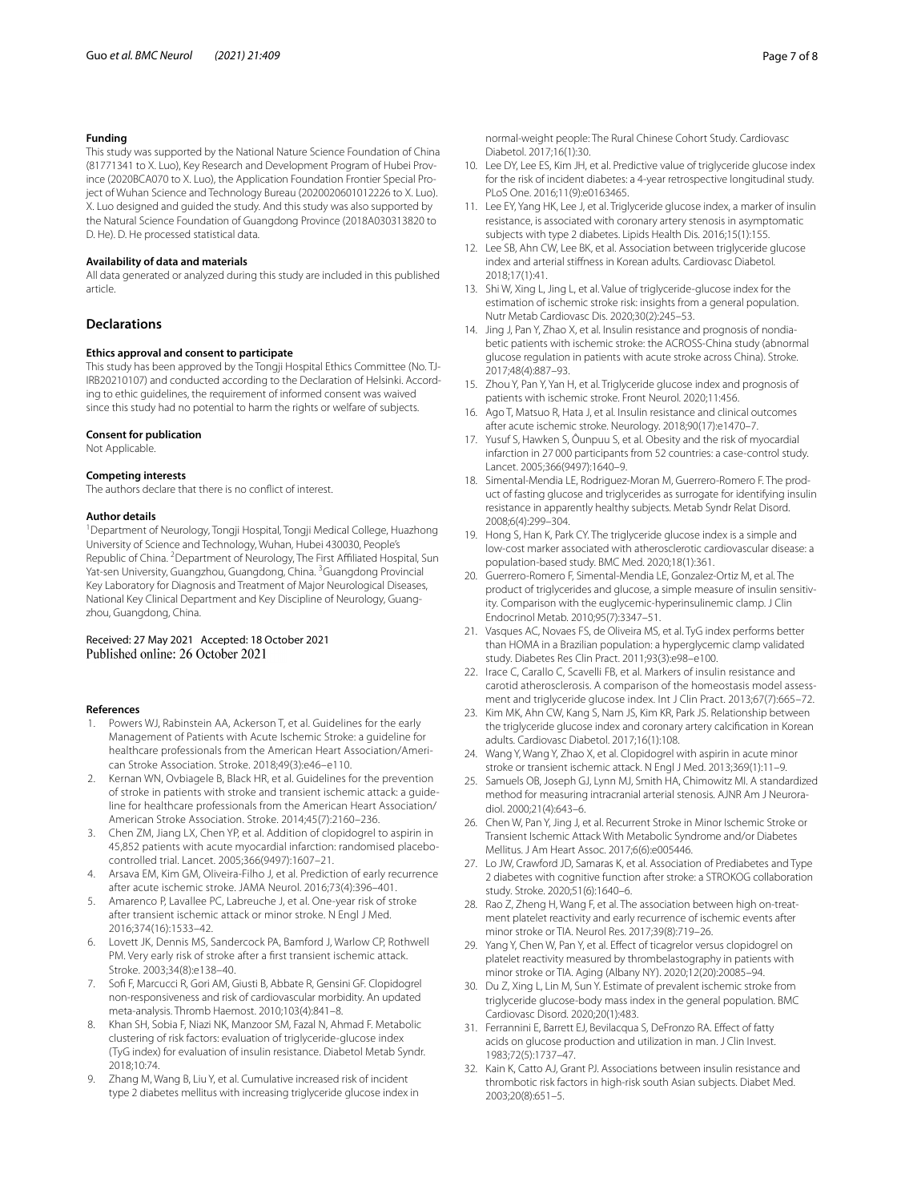#### Funding

This study was supported by the National Nature Science Foundation of China (81771341 to X. Luo), Key Research and Development Program of Hubei Province (2020BCA070 to X. Luo), the Application Foundation Frontier Special Project of Wuhan Science and Technology Bureau (2020020601012226 to X. Luo). X. Luo designed and guided the study. And this study was also supported by the Natural Science Foundation of Guangdong Province (2018A030313820 to D. He). D. He processed statistical data.

#### Availability of data and materials

All data generated or analyzed during this study are included in this published article.

## Declarations

#### Ethics approval and consent to participate

This study has been approved by the Tongji Hospital Ethics Committee (No. TJ-IRB20210107) and conducted according to the Declaration of Helsinki. According to ethic guidelines, the requirement of informed consent was waived since this study had no potential to harm the rights or welfare of subjects.

#### Consent for publication

Not Applicable.

#### Competing interests

The authors declare that there is no conflict of interest.

#### Author details

[1]Department of Neurology, Tongji Hospital, Tongji Medical College, Huazhong University of Science and Technology, Wuhan, Hubei 430030, People's Republic of China. [2]Department of Neurology, The First Affiliated Hospital, Sun Yat-sen University, Guangzhou, Guangdong, China. [3]Guangdong Provincial Key Laboratory for Diagnosis and Treatment of Major Neurological Diseases, National Key Clinical Department and Key Discipline of Neurology, Guangzhou, Guangdong, China.

Received: 27 May 2021 Accepted: 18 October 2021
Published online: 26 October 2021

#### References

1. Powers WJ, Rabinstein AA, Ackerson T, et al. Guidelines for the early Management of Patients with Acute Ischemic Stroke: a guideline for healthcare professionals from the American Heart Association/American Stroke Association. Stroke. 2018;49(3):e46–e110.
2. Kernan WN, Ovbiagele B, Black HR, et al. Guidelines for the prevention of stroke in patients with stroke and transient ischemic attack: a guideline for healthcare professionals from the American Heart Association/American Stroke Association. Stroke. 2014;45(7):2160–236.
3. Chen ZM, Jiang LX, Chen YP, et al. Addition of clopidogrel to aspirin in 45,852 patients with acute myocardial infarction: randomised placebo-controlled trial. Lancet. 2005;366(9497):1607–21.
4. Arsava EM, Kim GM, Oliveira-Filho J, et al. Prediction of early recurrence after acute ischemic stroke. JAMA Neurol. 2016;73(4):396–401.
5. Amarenco P, Lavallee PC, Labreuche J, et al. One-year risk of stroke after transient ischemic attack or minor stroke. N Engl J Med. 2016;374(16):1533–42.
6. Lovett JK, Dennis MS, Sandercock PA, Bamford J, Warlow CP, Rothwell PM. Very early risk of stroke after a first transient ischemic attack. Stroke. 2003;34(8):e138–40.
7. Sofi F, Marcucci R, Gori AM, Giusti B, Abbate R, Gensini GF. Clopidogrel non-responsiveness and risk of cardiovascular morbidity. An updated meta-analysis. Thromb Haemost. 2010;103(4):841–8.
8. Khan SH, Sobia F, Niazi NK, Manzoor SM, Fazal N, Ahmad F. Metabolic clustering of risk factors: evaluation of triglyceride-glucose index (TyG index) for evaluation of insulin resistance. Diabetol Metab Syndr. 2018;10:74.
9. Zhang M, Wang B, Liu Y, et al. Cumulative increased risk of incident type 2 diabetes mellitus with increasing triglyceride glucose index in normal-weight people: The Rural Chinese Cohort Study. Cardiovasc Diabetol. 2017;16(1):30.
10. Lee DY, Lee ES, Kim JH, et al. Predictive value of triglyceride glucose index for the risk of incident diabetes: a 4-year retrospective longitudinal study. PLoS One. 2016;11(9):e0163465.
11. Lee EY, Yang HK, Lee J, et al. Triglyceride glucose index, a marker of insulin resistance, is associated with coronary artery stenosis in asymptomatic subjects with type 2 diabetes. Lipids Health Dis. 2016;15(1):155.
12. Lee SB, Ahn CW, Lee BK, et al. Association between triglyceride glucose index and arterial stiffness in Korean adults. Cardiovasc Diabetol. 2018;17(1):41.
13. Shi W, Xing L, Jing L, et al. Value of triglyceride-glucose index for the estimation of ischemic stroke risk: insights from a general population. Nutr Metab Cardiovasc Dis. 2020;30(2):245–53.
14. Jing J, Pan Y, Zhao X, et al. Insulin resistance and prognosis of nondiabetic patients with ischemic stroke: the ACROSS-China study (abnormal glucose regulation in patients with acute stroke across China). Stroke. 2017;48(4):887–93.
15. Zhou Y, Pan Y, Yan H, et al. Triglyceride glucose index and prognosis of patients with ischemic stroke. Front Neurol. 2020;11:456.
16. Ago T, Matsuo R, Hata J, et al. Insulin resistance and clinical outcomes after acute ischemic stroke. Neurology. 2018;90(17):e1470–7.
17. Yusuf S, Hawken S, Ôunpuu S, et al. Obesity and the risk of myocardial infarction in 27 000 participants from 52 countries: a case-control study. Lancet. 2005;366(9497):1640–9.
18. Simental-Mendia LE, Rodriguez-Moran M, Guerrero-Romero F. The product of fasting glucose and triglycerides as surrogate for identifying insulin resistance in apparently healthy subjects. Metab Syndr Relat Disord. 2008;6(4):299–304.
19. Hong S, Han K, Park CY. The triglyceride glucose index is a simple and low-cost marker associated with atherosclerotic cardiovascular disease: a population-based study. BMC Med. 2020;18(1):361.
20. Guerrero-Romero F, Simental-Mendia LE, Gonzalez-Ortiz M, et al. The product of triglycerides and glucose, a simple measure of insulin sensitivity. Comparison with the euglycemic-hyperinsulinemic clamp. J Clin Endocrinol Metab. 2010;95(7):3347–51.
21. Vasques AC, Novaes FS, de Oliveira MS, et al. TyG index performs better than HOMA in a Brazilian population: a hyperglycemic clamp validated study. Diabetes Res Clin Pract. 2011;93(3):e98–e100.
22. Irace C, Carallo C, Scavelli FB, et al. Markers of insulin resistance and carotid atherosclerosis. A comparison of the homeostasis model assessment and triglyceride glucose index. Int J Clin Pract. 2013;67(7):665–72.
23. Kim MK, Ahn CW, Kang S, Nam JS, Kim KR, Park JS. Relationship between the triglyceride glucose index and coronary artery calcification in Korean adults. Cardiovasc Diabetol. 2017;16(1):108.
24. Wang Y, Wang Y, Zhao X, et al. Clopidogrel with aspirin in acute minor stroke or transient ischemic attack. N Engl J Med. 2013;369(1):11–9.
25. Samuels OB, Joseph GJ, Lynn MJ, Smith HA, Chimowitz MI. A standardized method for measuring intracranial arterial stenosis. AJNR Am J Neuroradiol. 2000;21(4):643–6.
26. Chen W, Pan Y, Jing J, et al. Recurrent Stroke in Minor Ischemic Stroke or Transient Ischemic Attack With Metabolic Syndrome and/or Diabetes Mellitus. J Am Heart Assoc. 2017;6(6):e005446.
27. Lo JW, Crawford JD, Samaras K, et al. Association of Prediabetes and Type 2 diabetes with cognitive function after stroke: a STROKOG collaboration study. Stroke. 2020;51(6):1640–6.
28. Rao Z, Zheng H, Wang F, et al. The association between high on-treatment platelet reactivity and early recurrence of ischemic events after minor stroke or TIA. Neurol Res. 2017;39(8):719–26.
29. Yang Y, Chen W, Pan Y, et al. Effect of ticagrelor versus clopidogrel on platelet reactivity measured by thrombelastography in patients with minor stroke or TIA. Aging (Albany NY). 2020;12(20):20085–94.
30. Du Z, Xing L, Lin M, Sun Y. Estimate of prevalent ischemic stroke from triglyceride glucose-body mass index in the general population. BMC Cardiovasc Disord. 2020;20(1):483.
31. Ferrannini E, Barrett EJ, Bevilacqua S, DeFronzo RA. Effect of fatty acids on glucose production and utilization in man. J Clin Invest. 1983;72(5):1737–47.
32. Kain K, Catto AJ, Grant PJ. Associations between insulin resistance and thrombotic risk factors in high-risk south Asian subjects. Diabet Med. 2003;20(8):651–5.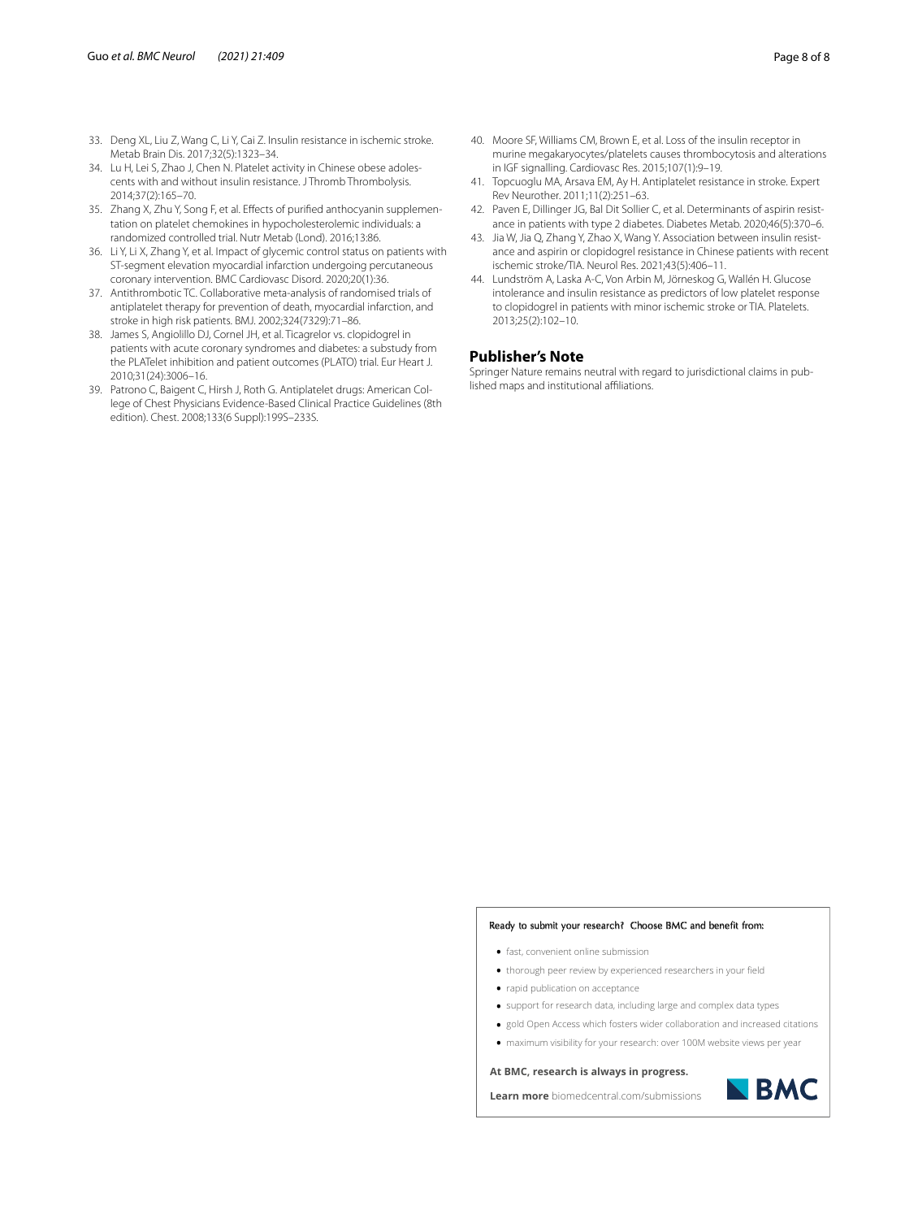33. Deng XL, Liu Z, Wang C, Li Y, Cai Z. Insulin resistance in ischemic stroke. Metab Brain Dis. 2017;32(5):1323–34.
34. Lu H, Lei S, Zhao J, Chen N. Platelet activity in Chinese obese adolescents with and without insulin resistance. J Thromb Thrombolysis. 2014;37(2):165–70.
35. Zhang X, Zhu Y, Song F, et al. Effects of purified anthocyanin supplementation on platelet chemokines in hypocholesterolemic individuals: a randomized controlled trial. Nutr Metab (Lond). 2016;13:86.
36. Li Y, Li X, Zhang Y, et al. Impact of glycemic control status on patients with ST-segment elevation myocardial infarction undergoing percutaneous coronary intervention. BMC Cardiovasc Disord. 2020;20(1):36.
37. Antithrombotic TC. Collaborative meta-analysis of randomised trials of antiplatelet therapy for prevention of death, myocardial infarction, and stroke in high risk patients. BMJ. 2002;324(7329):71–86.
38. James S, Angiolillo DJ, Cornel JH, et al. Ticagrelor vs. clopidogrel in patients with acute coronary syndromes and diabetes: a substudy from the PLATelet inhibition and patient outcomes (PLATO) trial. Eur Heart J. 2010;31(24):3006–16.
39. Patrono C, Baigent C, Hirsh J, Roth G. Antiplatelet drugs: American College of Chest Physicians Evidence-Based Clinical Practice Guidelines (8th edition). Chest. 2008;133(6 Suppl):199S–233S.
40. Moore SF, Williams CM, Brown E, et al. Loss of the insulin receptor in murine megakaryocytes/platelets causes thrombocytosis and alterations in IGF signalling. Cardiovasc Res. 2015;107(1):9–19.
41. Topcuoglu MA, Arsava EM, Ay H. Antiplatelet resistance in stroke. Expert Rev Neurother. 2011;11(2):251–63.
42. Paven E, Dillinger JG, Bal Dit Sollier C, et al. Determinants of aspirin resistance in patients with type 2 diabetes. Diabetes Metab. 2020;46(5):370–6.
43. Jia W, Jia Q, Zhang Y, Zhao X, Wang Y. Association between insulin resistance and aspirin or clopidogrel resistance in Chinese patients with recent ischemic stroke/TIA. Neurol Res. 2021;43(5):406–11.
44. Lundström A, Laska A-C, Von Arbin M, Jörneskog G, Wallén H. Glucose intolerance and insulin resistance as predictors of low platelet response to clopidogrel in patients with minor ischemic stroke or TIA. Platelets. 2013;25(2):102–10.

## Publisher's Note

Springer Nature remains neutral with regard to jurisdictional claims in published maps and institutional affiliations.

Ready to submit your research? Choose BMC and benefit from:

- fast, convenient online submission
- thorough peer review by experienced researchers in your field
- rapid publication on acceptance
- support for research data, including large and complex data types
- gold Open Access which fosters wider collaboration and increased citations
- maximum visibility for your research: over 100M website views per year

**At BMC, research is always in progress.**

**Learn more** biomedcentral.com/submissions

BMC